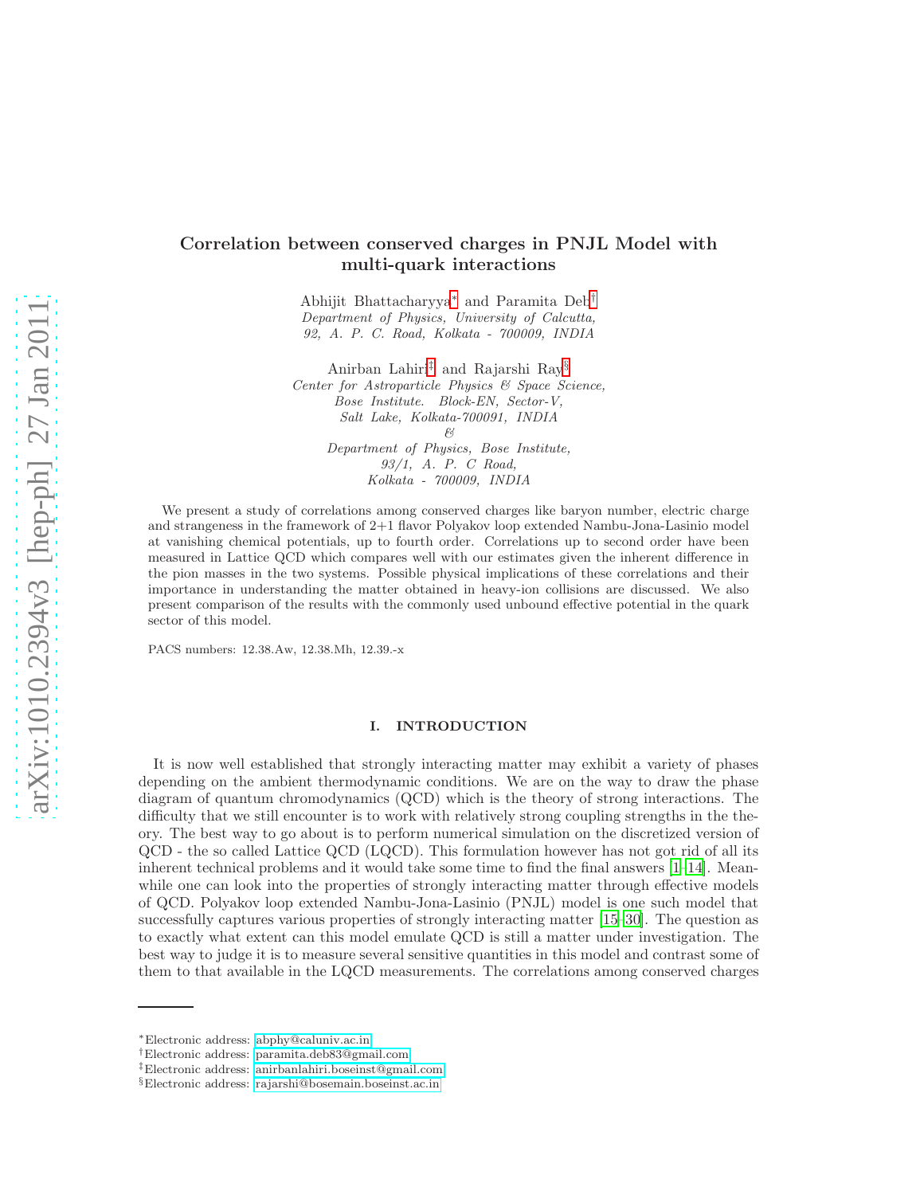# Correlation between conserved charges in PNJL Model with multi-quark interactions

Abhijit Bhattacharyya[*] and Paramita Deb[†]

*Department of Physics, University of Calcutta, 92, A. P. C. Road, Kolkata - 700009, INDIA*

Anirban Lahiri[‡] and Rajarshi Ray[§]

*Center for Astroparticle Physics & Space Science, Bose Institute. Block-EN, Sector-V, Salt Lake, Kolkata-700091, INDIA*

*&*

*Department of Physics, Bose Institute, 93/1, A. P. C Road, Kolkata - 700009, INDIA*

We present a study of correlations among conserved charges like baryon number, electric charge and strangeness in the framework of 2+1 flavor Polyakov loop extended Nambu-Jona-Lasinio model at vanishing chemical potentials, up to fourth order. Correlations up to second order have been measured in Lattice QCD which compares well with our estimates given the inherent difference in the pion masses in the two systems. Possible physical implications of these correlations and their importance in understanding the matter obtained in heavy-ion collisions are discussed. We also present comparison of the results with the commonly used unbound effective potential in the quark sector of this model.

PACS numbers: 12.38.Aw, 12.38.Mh, 12.39.-x

## I. INTRODUCTION

It is now well established that strongly interacting matter may exhibit a variety of phases depending on the ambient thermodynamic conditions. We are on the way to draw the phase diagram of quantum chromodynamics (QCD) which is the theory of strong interactions. The difficulty that we still encounter is to work with relatively strong coupling strengths in the theory. The best way to go about is to perform numerical simulation on the discretized version of QCD - the so called Lattice QCD (LQCD). This formulation however has not got rid of all its inherent technical problems and it would take some time to find the final answers [1–14]. Meanwhile one can look into the properties of strongly interacting matter through effective models of QCD. Polyakov loop extended Nambu-Jona-Lasinio (PNJL) model is one such model that successfully captures various properties of strongly interacting matter [15–30]. The question as to exactly what extent can this model emulate QCD is still a matter under investigation. The best way to judge it is to measure several sensitive quantities in this model and contrast some of them to that available in the LQCD measurements. The correlations among conserved charges

---

[*] Electronic address: abphy@caluniv.ac.in

[†] Electronic address: paramita.deb83@gmail.com

[‡] Electronic address: anirbanlahiri.boseinst@gmail.com

[§] Electronic address: rajarshi@bosemain.boseinst.ac.in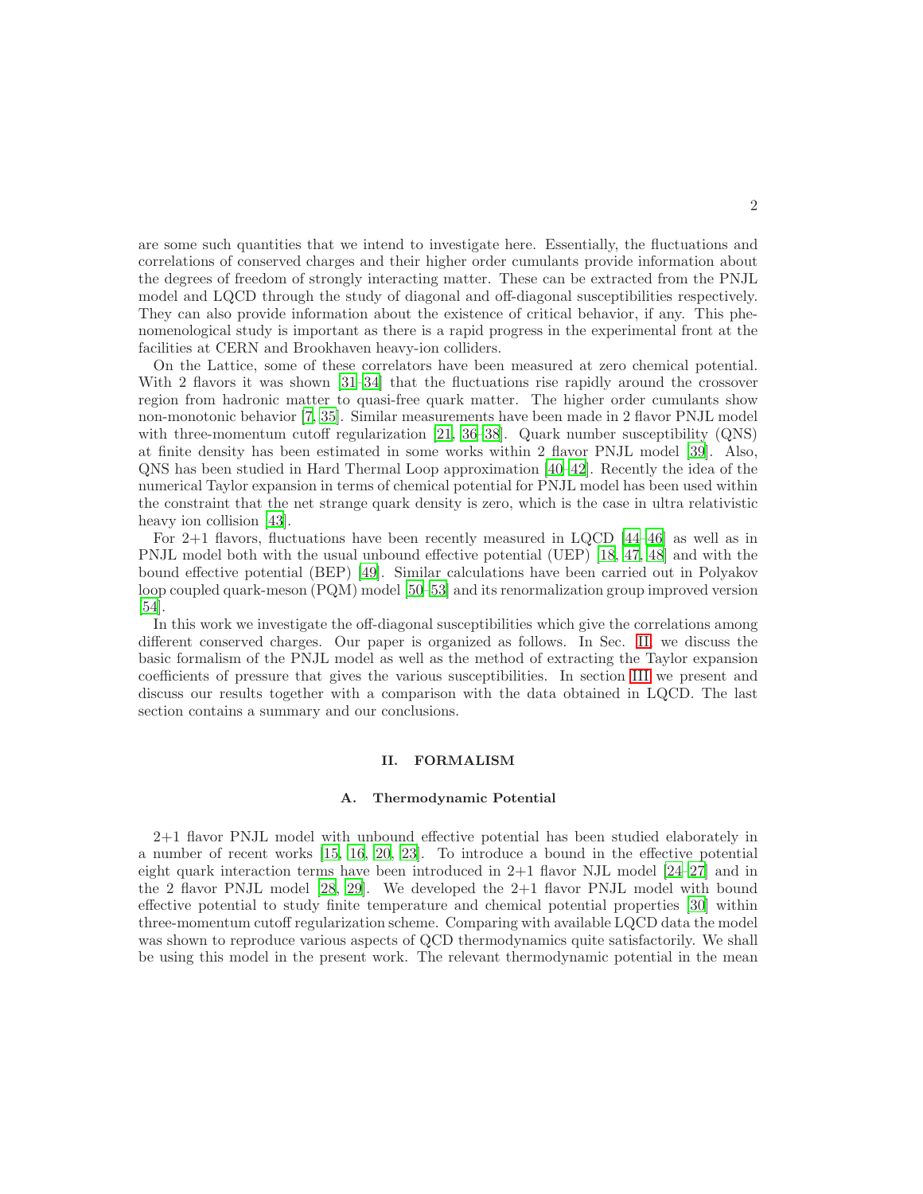are some such quantities that we intend to investigate here. Essentially, the fluctuations and correlations of conserved charges and their higher order cumulants provide information about the degrees of freedom of strongly interacting matter. These can be extracted from the PNJL model and LQCD through the study of diagonal and off-diagonal susceptibilities respectively. They can also provide information about the existence of critical behavior, if any. This phenomenological study is important as there is a rapid progress in the experimental front at the facilities at CERN and Brookhaven heavy-ion colliders.

On the Lattice, some of these correlators have been measured at zero chemical potential. With 2 flavors it was shown [31–34] that the fluctuations rise rapidly around the crossover region from hadronic matter to quasi-free quark matter. The higher order cumulants show non-monotonic behavior [7, 35]. Similar measurements have been made in 2 flavor PNJL model with three-momentum cutoff regularization [21, 36–38]. Quark number susceptibility (QNS) at finite density has been estimated in some works within 2 flavor PNJL model [39]. Also, QNS has been studied in Hard Thermal Loop approximation [40–42]. Recently the idea of the numerical Taylor expansion in terms of chemical potential for PNJL model has been used within the constraint that the net strange quark density is zero, which is the case in ultra relativistic heavy ion collision [43].

For 2+1 flavors, fluctuations have been recently measured in LQCD [44–46] as well as in PNJL model both with the usual unbound effective potential (UEP) [18, 47, 48] and with the bound effective potential (BEP) [49]. Similar calculations have been carried out in Polyakov loop coupled quark-meson (PQM) model [50–53] and its renormalization group improved version [54].

In this work we investigate the off-diagonal susceptibilities which give the correlations among different conserved charges. Our paper is organized as follows. In Sec. II we discuss the basic formalism of the PNJL model as well as the method of extracting the Taylor expansion coefficients of pressure that gives the various susceptibilities. In section III we present and discuss our results together with a comparison with the data obtained in LQCD. The last section contains a summary and our conclusions.

## II. FORMALISM

### A. Thermodynamic Potential

2+1 flavor PNJL model with unbound effective potential has been studied elaborately in a number of recent works [15, 16, 20, 23]. To introduce a bound in the effective potential eight quark interaction terms have been introduced in 2+1 flavor NJL model [24–27] and in the 2 flavor PNJL model [28, 29]. We developed the 2+1 flavor PNJL model with bound effective potential to study finite temperature and chemical potential properties [30] within three-momentum cutoff regularization scheme. Comparing with available LQCD data the model was shown to reproduce various aspects of QCD thermodynamics quite satisfactorily. We shall be using this model in the present work. The relevant thermodynamic potential in the mean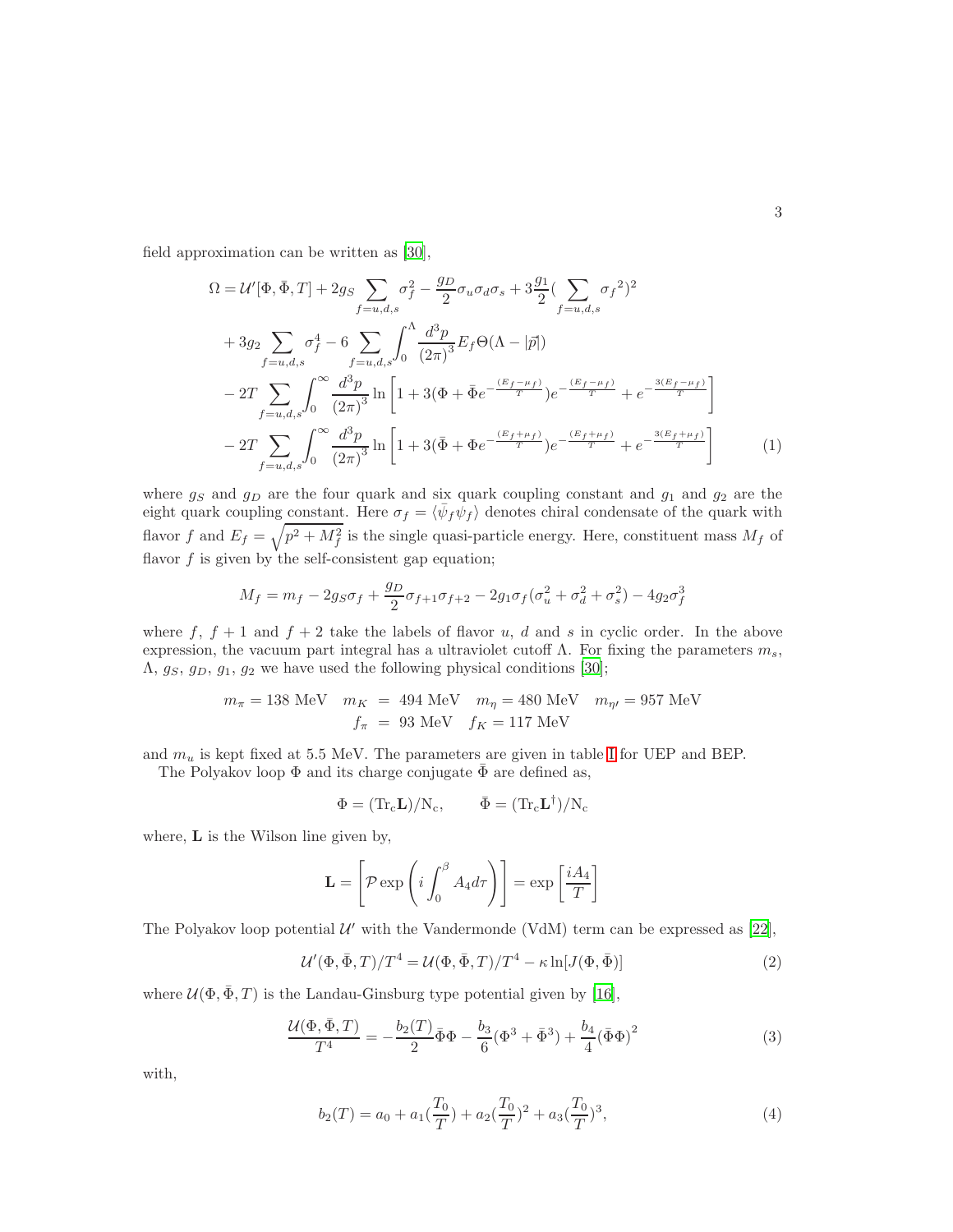field approximation can be written as [30],

$$
\begin{aligned}
\Omega = & \; \mathcal{U}'[\Phi, \bar{\Phi}, T] + 2g_S \sum_{f=u,d,s} \sigma_f^2 - \frac{g_D}{2}\sigma_u\sigma_d\sigma_s + 3\frac{g_1}{2}(\sum_{f=u,d,s} {\sigma_f}^2)^2 \\
& + 3g_2 \sum_{f=u,d,s} \sigma_f^4 - 6 \sum_{f=u,d,s} \int_0^\Lambda \frac{d^3p}{(2\pi)^3} E_f \Theta(\Lambda - |\vec{p}|) \\
& - 2T \sum_{f=u,d,s} \int_0^\infty \frac{d^3p}{(2\pi)^3} \ln\left[1 + 3(\Phi + \bar{\Phi} e^{-\frac{(E_f-\mu_f)}{T}}) e^{-\frac{(E_f-\mu_f)}{T}} + e^{-\frac{3(E_f-\mu_f)}{T}}\right] \\
& - 2T \sum_{f=u,d,s} \int_0^\infty \frac{d^3p}{(2\pi)^3} \ln\left[1 + 3(\bar{\Phi} + \Phi e^{-\frac{(E_f+\mu_f)}{T}}) e^{-\frac{(E_f+\mu_f)}{T}} + e^{-\frac{3(E_f+\mu_f)}{T}}\right] \qquad (1)
\end{aligned}
$$

where $g_S$ and $g_D$ are the four quark and six quark coupling constant and $g_1$ and $g_2$ are the eight quark coupling constant. Here $\sigma_f = \langle \bar{\psi}_f \psi_f \rangle$ denotes chiral condensate of the quark with flavor $f$ and $E_f = \sqrt{p^2 + M_f^2}$ is the single quasi-particle energy. Here, constituent mass $M_f$ of flavor $f$ is given by the self-consistent gap equation;

$$
M_f = m_f - 2g_S\sigma_f + \frac{g_D}{2}\sigma_{f+1}\sigma_{f+2} - 2g_1\sigma_f(\sigma_u^2 + \sigma_d^2 + \sigma_s^2) - 4g_2\sigma_f^3
$$

where $f$, $f+1$ and $f+2$ take the labels of flavor $u$, $d$ and $s$ in cyclic order. In the above expression, the vacuum part integral has a ultraviolet cutoff $\Lambda$. For fixing the parameters $m_s$, $\Lambda$, $g_S$, $g_D$, $g_1$, $g_2$ we have used the following physical conditions [30];

$$
m_\pi = 138 \text{ MeV} \quad m_K = 494 \text{ MeV} \quad m_\eta = 480 \text{ MeV} \quad m_{\eta'} = 957 \text{ MeV}
$$
$$
f_\pi = 93 \text{ MeV} \quad f_K = 117 \text{ MeV}
$$

and $m_u$ is kept fixed at 5.5 MeV. The parameters are given in table I for UEP and BEP.

The Polyakov loop $\Phi$ and its charge conjugate $\bar{\Phi}$ are defined as,

$$
\Phi = (\mathrm{Tr_c}\mathbf{L})/\mathrm{N_c}, \qquad \bar{\Phi} = (\mathrm{Tr_c}\mathbf{L}^\dagger)/\mathrm{N_c}
$$

where, $\mathbf{L}$ is the Wilson line given by,

$$
\mathbf{L} = \left[\mathcal{P}\exp\left(i\int_0^\beta A_4 d\tau\right)\right] = \exp\left[\frac{iA_4}{T}\right]
$$

The Polyakov loop potential $\mathcal{U}'$ with the Vandermonde (VdM) term can be expressed as [22],

$$
\mathcal{U}'(\Phi, \bar{\Phi}, T)/T^4 = \mathcal{U}(\Phi, \bar{\Phi}, T)/T^4 - \kappa \ln[J(\Phi, \bar{\Phi})] \qquad (2)
$$

where $\mathcal{U}(\Phi, \bar{\Phi}, T)$ is the Landau-Ginsburg type potential given by [16],

$$
\frac{\mathcal{U}(\Phi, \bar{\Phi}, T)}{T^4} = -\frac{b_2(T)}{2}\bar{\Phi}\Phi - \frac{b_3}{6}(\Phi^3 + \bar{\Phi}^3) + \frac{b_4}{4}(\bar{\Phi}\Phi)^2 \qquad (3)
$$

with,

$$
b_2(T) = a_0 + a_1(\frac{T_0}{T}) + a_2(\frac{T_0}{T})^2 + a_3(\frac{T_0}{T})^3, \qquad (4)
$$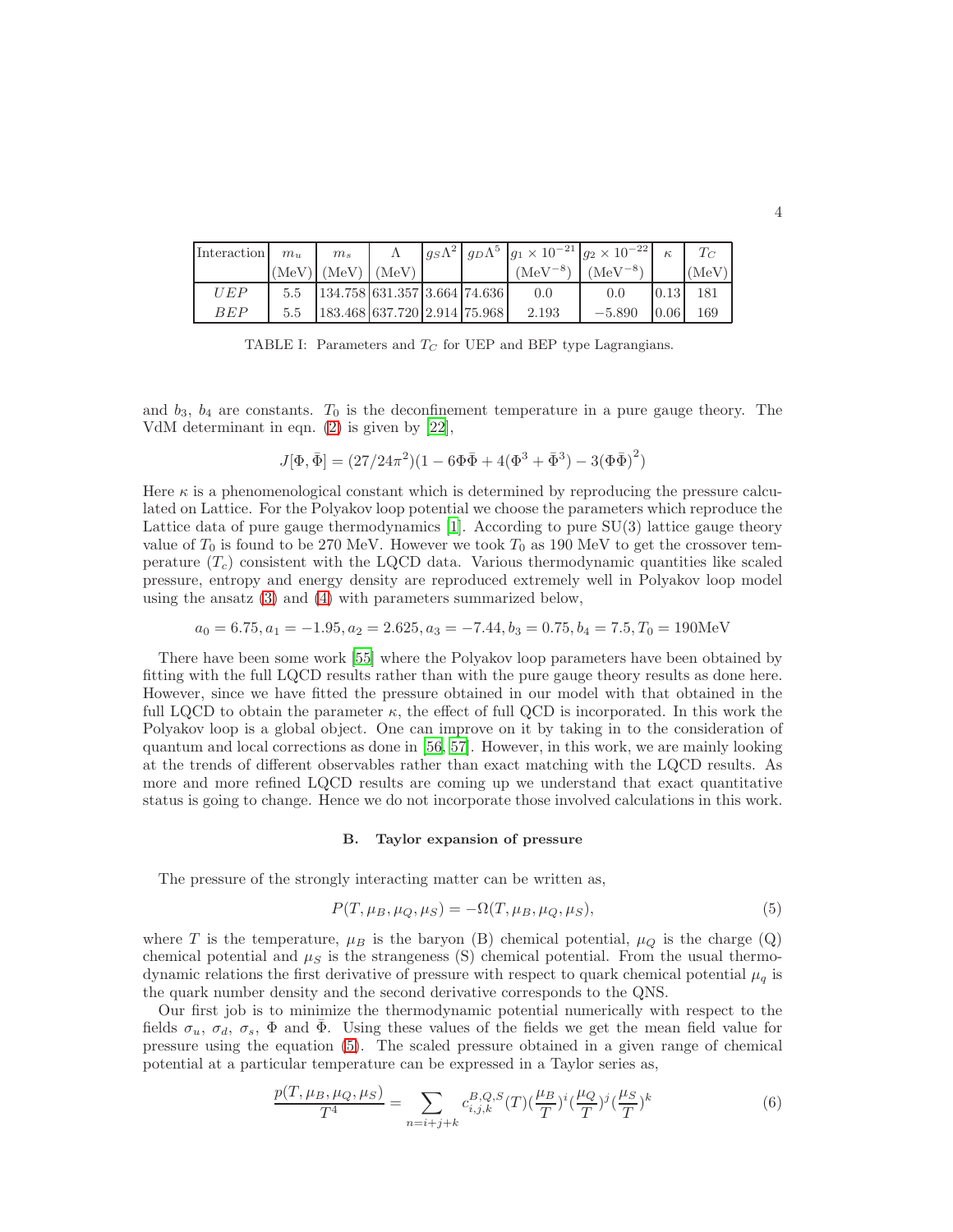| Interaction | $m_u$ (MeV) | $m_s$ (MeV) | $\Lambda$ (MeV) | $g_S\Lambda^2$ | $g_D\Lambda^5$ | $g_1 \times 10^{-21}$ (MeV$^{-8}$) | $g_2 \times 10^{-22}$ (MeV$^{-8}$) | $\kappa$ | $T_C$ (MeV) |
|---|---|---|---|---|---|---|---|---|---|
| $UEP$ | 5.5 | 134.758 | 631.357 | 3.664 | 74.636 | 0.0 | 0.0 | 0.13 | 181 |
| $BEP$ | 5.5 | 183.468 | 637.720 | 2.914 | 75.968 | 2.193 | −5.890 | 0.06 | 169 |

TABLE I: Parameters and $T_C$ for UEP and BEP type Lagrangians.

and $b_3$, $b_4$ are constants. $T_0$ is the deconfinement temperature in a pure gauge theory. The VdM determinant in eqn. (2) is given by [22],

$$J[\Phi, \bar{\Phi}] = (27/24\pi^2)(1 - 6\Phi\bar{\Phi} + 4(\Phi^3 + \bar{\Phi}^3) - 3(\Phi\bar{\Phi})^2)$$

Here $\kappa$ is a phenomenological constant which is determined by reproducing the pressure calculated on Lattice. For the Polyakov loop potential we choose the parameters which reproduce the Lattice data of pure gauge thermodynamics [1]. According to pure SU(3) lattice gauge theory value of $T_0$ is found to be 270 MeV. However we took $T_0$ as 190 MeV to get the crossover temperature ($T_c$) consistent with the LQCD data. Various thermodynamic quantities like scaled pressure, entropy and energy density are reproduced extremely well in Polyakov loop model using the ansatz (3) and (4) with parameters summarized below,

$$a_0 = 6.75, a_1 = -1.95, a_2 = 2.625, a_3 = -7.44, b_3 = 0.75, b_4 = 7.5, T_0 = 190\text{MeV}$$

There have been some work [55] where the Polyakov loop parameters have been obtained by fitting with the full LQCD results rather than with the pure gauge theory results as done here. However, since we have fitted the pressure obtained in our model with that obtained in the full LQCD to obtain the parameter $\kappa$, the effect of full QCD is incorporated. In this work the Polyakov loop is a global object. One can improve on it by taking in to the consideration of quantum and local corrections as done in [56, 57]. However, in this work, we are mainly looking at the trends of different observables rather than exact matching with the LQCD results. As more and more refined LQCD results are coming up we understand that exact quantitative status is going to change. Hence we do not incorporate those involved calculations in this work.

### B. Taylor expansion of pressure

The pressure of the strongly interacting matter can be written as,

$$P(T, \mu_B, \mu_Q, \mu_S) = -\Omega(T, \mu_B, \mu_Q, \mu_S), \tag{5}$$

where $T$ is the temperature, $\mu_B$ is the baryon (B) chemical potential, $\mu_Q$ is the charge (Q) chemical potential and $\mu_S$ is the strangeness (S) chemical potential. From the usual thermodynamic relations the first derivative of pressure with respect to quark chemical potential $\mu_q$ is the quark number density and the second derivative corresponds to the QNS.

Our first job is to minimize the thermodynamic potential numerically with respect to the fields $\sigma_u$, $\sigma_d$, $\sigma_s$, $\Phi$ and $\bar{\Phi}$. Using these values of the fields we get the mean field value for pressure using the equation (5). The scaled pressure obtained in a given range of chemical potential at a particular temperature can be expressed in a Taylor series as,

$$\frac{p(T, \mu_B, \mu_Q, \mu_S)}{T^4} = \sum_{n=i+j+k} c_{i,j,k}^{B,Q,S}(T) (\frac{\mu_B}{T})^i (\frac{\mu_Q}{T})^j (\frac{\mu_S}{T})^k \tag{6}$$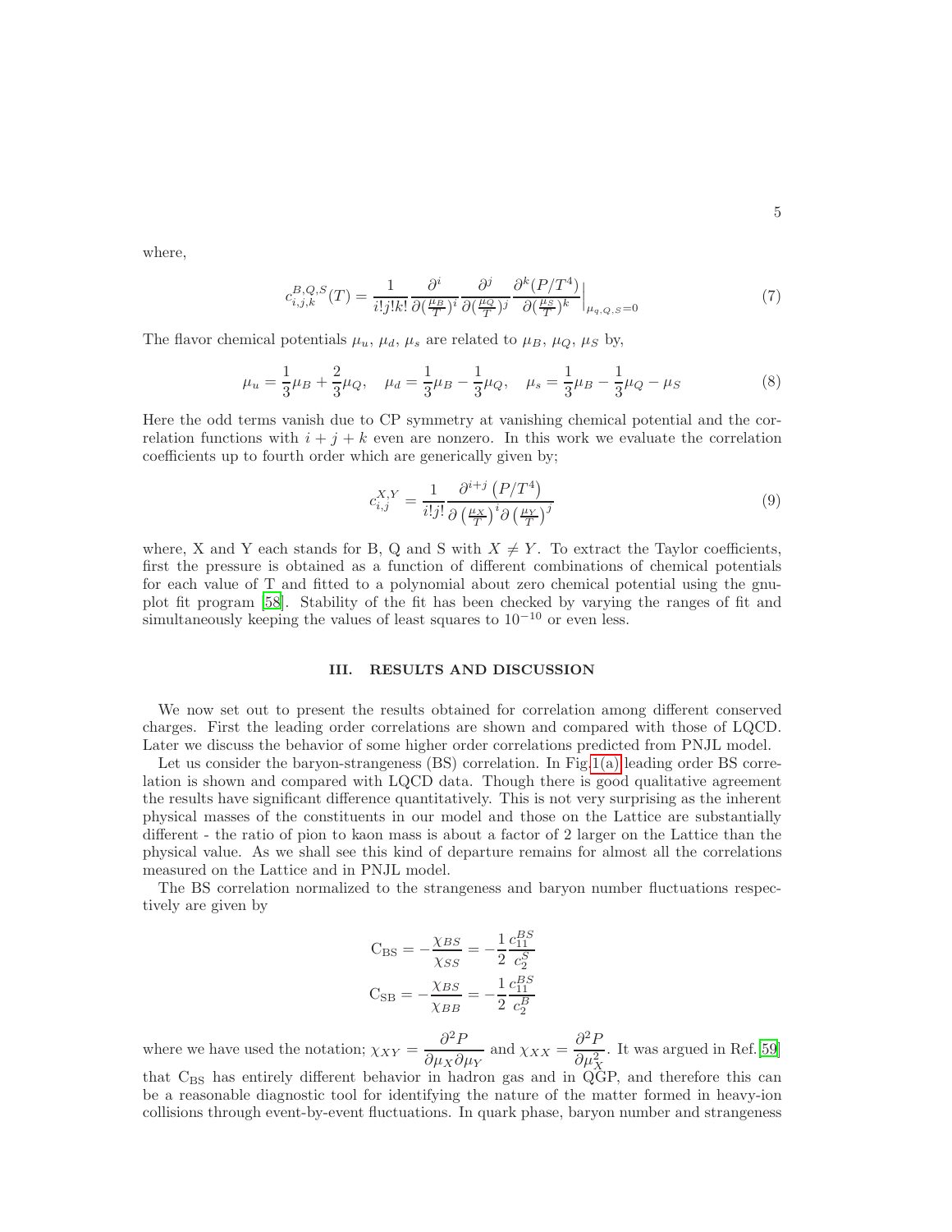where,

$$c_{i,j,k}^{B,Q,S}(T) = \frac{1}{i!j!k!} \frac{\partial^i}{\partial(\frac{\mu_B}{T})^i} \frac{\partial^j}{\partial(\frac{\mu_Q}{T})^j} \frac{\partial^k (P/T^4)}{\partial(\frac{\mu_S}{T})^k}\Big|_{\mu_{q,Q,S}=0} \tag{7}$$

The flavor chemical potentials $\mu_u$, $\mu_d$, $\mu_s$ are related to $\mu_B$, $\mu_Q$, $\mu_S$ by,

$$\mu_u = \frac{1}{3}\mu_B + \frac{2}{3}\mu_Q, \quad \mu_d = \frac{1}{3}\mu_B - \frac{1}{3}\mu_Q, \quad \mu_s = \frac{1}{3}\mu_B - \frac{1}{3}\mu_Q - \mu_S \tag{8}$$

Here the odd terms vanish due to CP symmetry at vanishing chemical potential and the correlation functions with $i+j+k$ even are nonzero. In this work we evaluate the correlation coefficients up to fourth order which are generically given by;

$$c_{i,j}^{X,Y} = \frac{1}{i!j!} \frac{\partial^{i+j}\left(P/T^4\right)}{\partial\left(\frac{\mu_X}{T}\right)^i \partial\left(\frac{\mu_Y}{T}\right)^j} \tag{9}$$

where, X and Y each stands for B, Q and S with $X \neq Y$. To extract the Taylor coefficients, first the pressure is obtained as a function of different combinations of chemical potentials for each value of T and fitted to a polynomial about zero chemical potential using the gnuplot fit program [58]. Stability of the fit has been checked by varying the ranges of fit and simultaneously keeping the values of least squares to $10^{-10}$ or even less.

## III. RESULTS AND DISCUSSION

We now set out to present the results obtained for correlation among different conserved charges. First the leading order correlations are shown and compared with those of LQCD. Later we discuss the behavior of some higher order correlations predicted from PNJL model.

Let us consider the baryon-strangeness (BS) correlation. In Fig.1(a) leading order BS correlation is shown and compared with LQCD data. Though there is good qualitative agreement the results have significant difference quantitatively. This is not very surprising as the inherent physical masses of the constituents in our model and those on the Lattice are substantially different - the ratio of pion to kaon mass is about a factor of 2 larger on the Lattice than the physical value. As we shall see this kind of departure remains for almost all the correlations measured on the Lattice and in PNJL model.

The BS correlation normalized to the strangeness and baryon number fluctuations respectively are given by

$$\mathrm{C_{BS}} = -\frac{\chi_{BS}}{\chi_{SS}} = -\frac{1}{2}\frac{c_{11}^{BS}}{c_2^S}$$

$$\mathrm{C_{SB}} = -\frac{\chi_{BS}}{\chi_{BB}} = -\frac{1}{2}\frac{c_{11}^{BS}}{c_2^B}$$

where we have used the notation; $\chi_{XY} = \dfrac{\partial^2 P}{\partial \mu_X \partial \mu_Y}$ and $\chi_{XX} = \dfrac{\partial^2 P}{\partial \mu_X^2}$. It was argued in Ref.[59] that $\mathrm{C_{BS}}$ has entirely different behavior in hadron gas and in QGP, and therefore this can be a reasonable diagnostic tool for identifying the nature of the matter formed in heavy-ion collisions through event-by-event fluctuations. In quark phase, baryon number and strangeness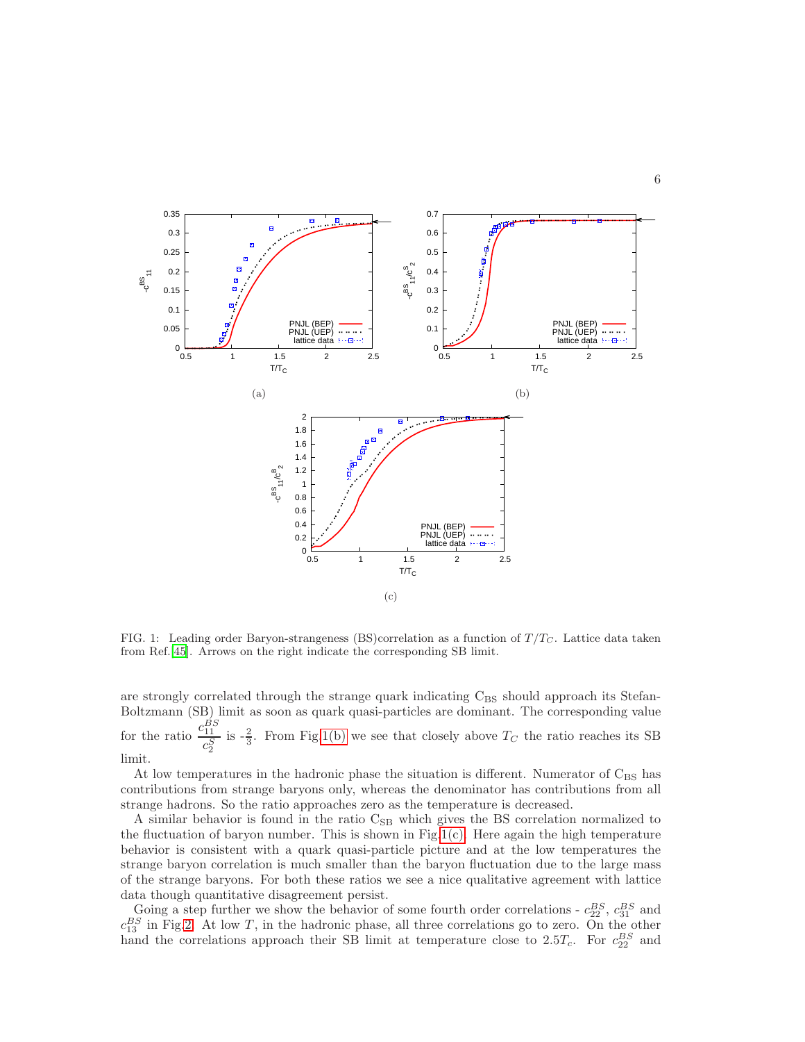FIG. 1: Leading order Baryon-strangeness (BS)correlation as a function of $T/T_C$. Lattice data taken from Ref.[45]. Arrows on the right indicate the corresponding SB limit.

are strongly correlated through the strange quark indicating $C_{BS}$ should approach its Stefan-Boltzmann (SB) limit as soon as quark quasi-particles are dominant. The corresponding value for the ratio $\frac{c_{11}^{BS}}{c_2^S}$ is -$\frac{2}{3}$. From Fig.1(b) we see that closely above $T_C$ the ratio reaches its SB limit.

At low temperatures in the hadronic phase the situation is different. Numerator of $C_{BS}$ has contributions from strange baryons only, whereas the denominator has contributions from all strange hadrons. So the ratio approaches zero as the temperature is decreased.

A similar behavior is found in the ratio $C_{SB}$ which gives the BS correlation normalized to the fluctuation of baryon number. This is shown in Fig.1(c). Here again the high temperature behavior is consistent with a quark quasi-particle picture and at the low temperatures the strange baryon correlation is much smaller than the baryon fluctuation due to the large mass of the strange baryons. For both these ratios we see a nice qualitative agreement with lattice data though quantitative disagreement persist.

Going a step further we show the behavior of some fourth order correlations - $c_{22}^{BS}$, $c_{31}^{BS}$ and $c_{13}^{BS}$ in Fig.2. At low $T$, in the hadronic phase, all three correlations go to zero. On the other hand the correlations approach their SB limit at temperature close to $2.5T_c$. For $c_{22}^{BS}$ and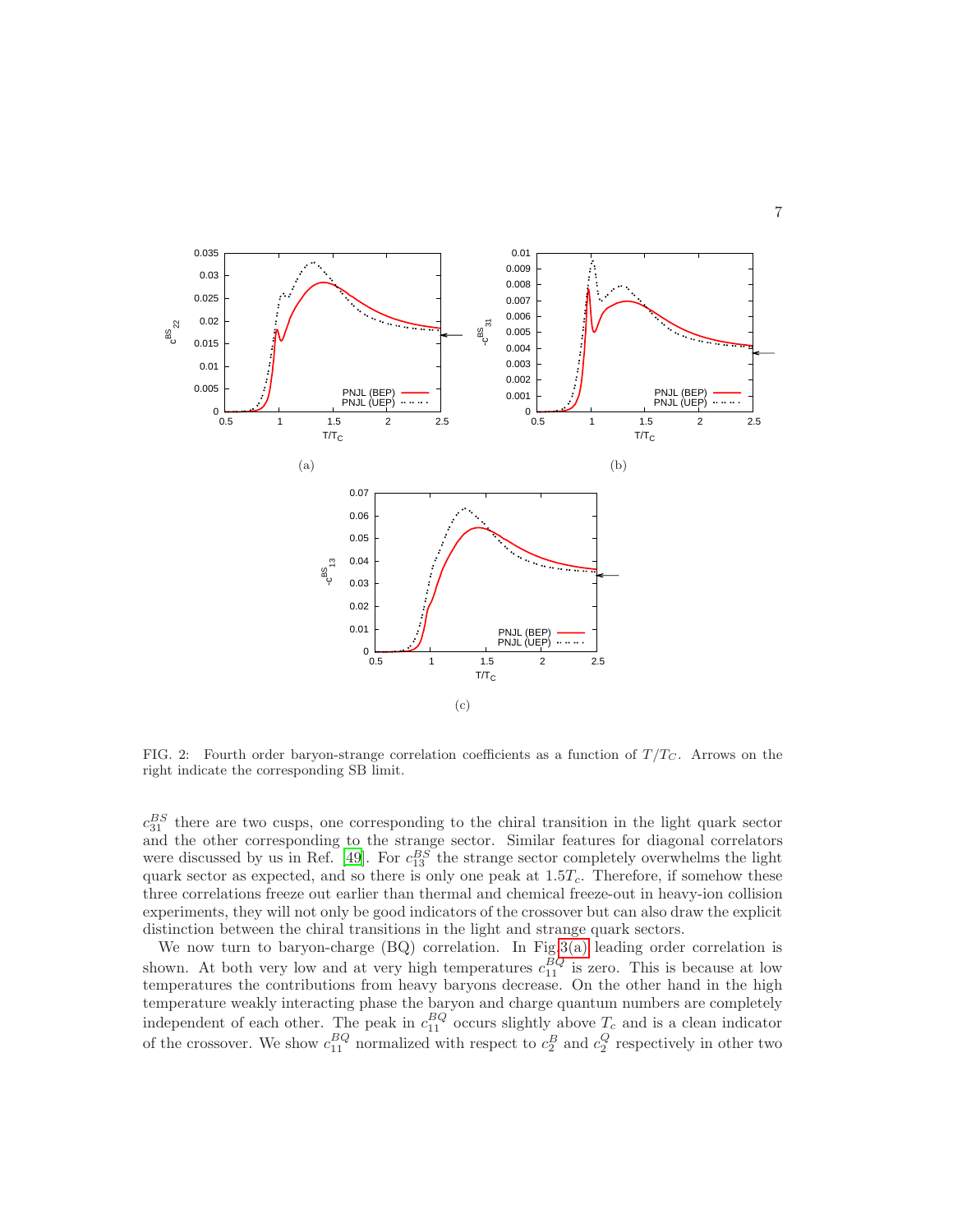(a)

(b)

(c)

FIG. 2: Fourth order baryon-strange correlation coefficients as a function of $T/T_C$. Arrows on the right indicate the corresponding SB limit.

$c_{31}^{BS}$ there are two cusps, one corresponding to the chiral transition in the light quark sector and the other corresponding to the strange sector. Similar features for diagonal correlators were discussed by us in Ref. [49]. For $c_{13}^{BS}$ the strange sector completely overwhelms the light quark sector as expected, and so there is only one peak at $1.5T_c$. Therefore, if somehow these three correlations freeze out earlier than thermal and chemical freeze-out in heavy-ion collision experiments, they will not only be good indicators of the crossover but can also draw the explicit distinction between the chiral transitions in the light and strange quark sectors.

We now turn to baryon-charge (BQ) correlation. In Fig 3(a) leading order correlation is shown. At both very low and at very high temperatures $c_{11}^{BQ}$ is zero. This is because at low temperatures the contributions from heavy baryons decrease. On the other hand in the high temperature weakly interacting phase the baryon and charge quantum numbers are completely independent of each other. The peak in $c_{11}^{BQ}$ occurs slightly above $T_c$ and is a clean indicator of the crossover. We show $c_{11}^{BQ}$ normalized with respect to $c_2^B$ and $c_2^Q$ respectively in other two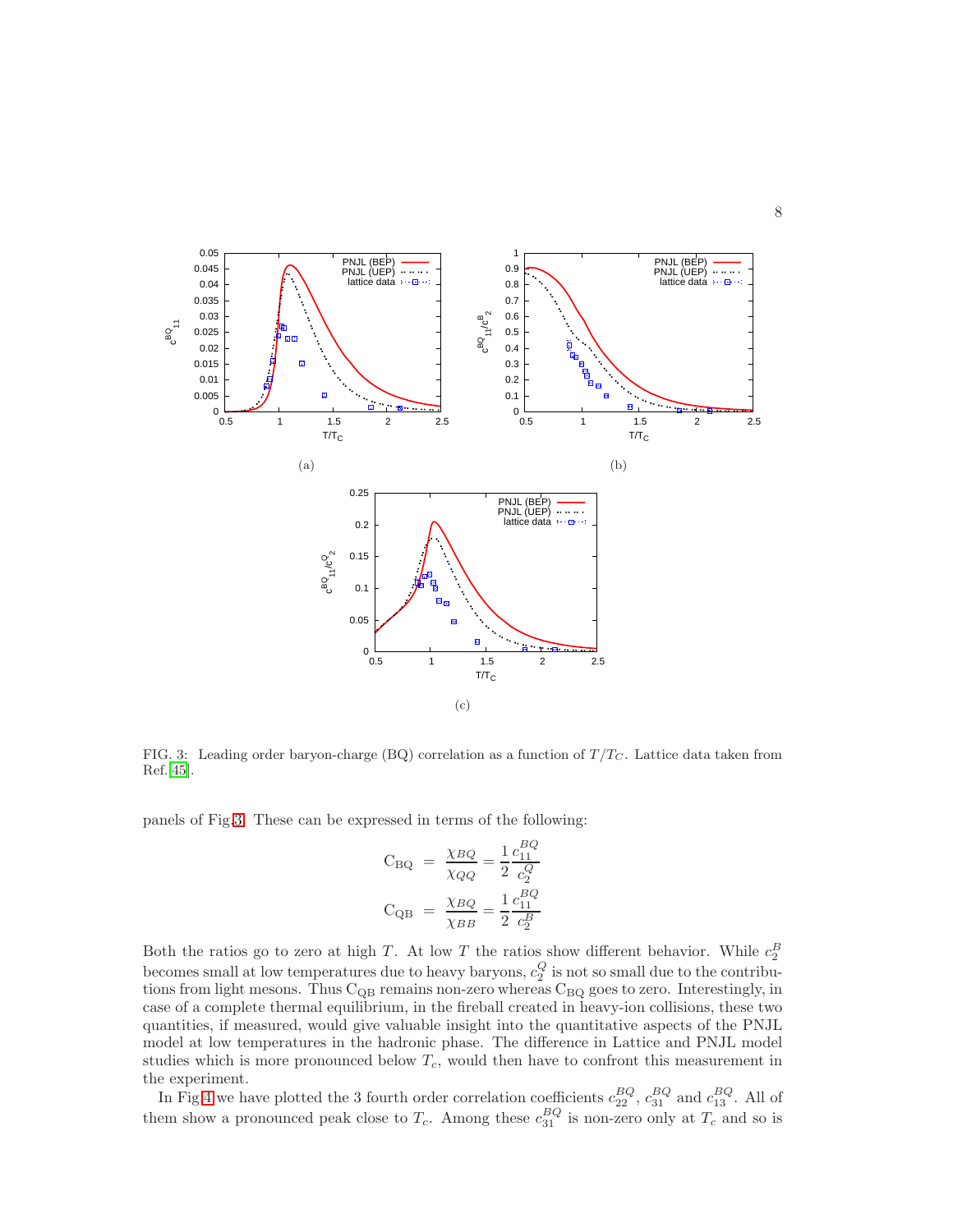(a)

(b)

(c)

FIG. 3: Leading order baryon-charge (BQ) correlation as a function of $T/T_C$. Lattice data taken from Ref. [45].

panels of Fig.3. These can be expressed in terms of the following:

$$
\begin{aligned}
\mathrm{C_{BQ}} &= \frac{\chi_{BQ}}{\chi_{QQ}} = \frac{1}{2}\frac{c_{11}^{BQ}}{c_2^{Q}} \\
\mathrm{C_{QB}} &= \frac{\chi_{BQ}}{\chi_{BB}} = \frac{1}{2}\frac{c_{11}^{BQ}}{c_2^{B}}
\end{aligned}
$$

Both the ratios go to zero at high $T$. At low $T$ the ratios show different behavior. While $c_2^B$ becomes small at low temperatures due to heavy baryons, $c_2^Q$ is not so small due to the contributions from light mesons. Thus $\mathrm{C_{QB}}$ remains non-zero whereas $\mathrm{C_{BQ}}$ goes to zero. Interestingly, in case of a complete thermal equilibrium, in the fireball created in heavy-ion collisions, these two quantities, if measured, would give valuable insight into the quantitative aspects of the PNJL model at low temperatures in the hadronic phase. The difference in Lattice and PNJL model studies which is more pronounced below $T_c$, would then have to confront this measurement in the experiment.

In Fig.4 we have plotted the 3 fourth order correlation coefficients $c_{22}^{BQ}$, $c_{31}^{BQ}$ and $c_{13}^{BQ}$. All of them show a pronounced peak close to $T_c$. Among these $c_{31}^{BQ}$ is non-zero only at $T_c$ and so is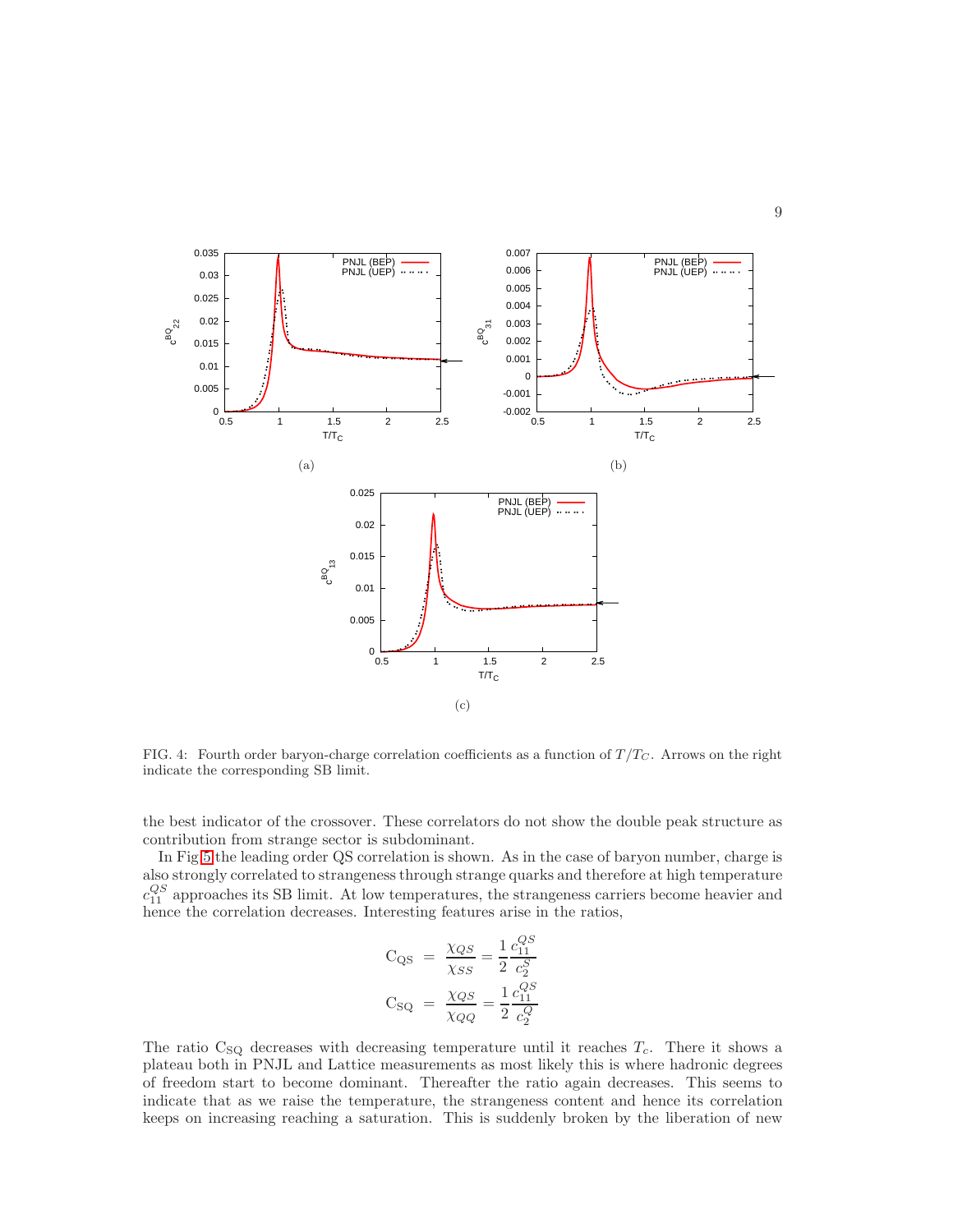FIG. 4: Fourth order baryon-charge correlation coefficients as a function of $T/T_C$. Arrows on the right indicate the corresponding SB limit.

the best indicator of the crossover. These correlators do not show the double peak structure as contribution from strange sector is subdominant.

In Fig 5 the leading order QS correlation is shown. As in the case of baryon number, charge is also strongly correlated to strangeness through strange quarks and therefore at high temperature $c^{QS}_{11}$ approaches its SB limit. At low temperatures, the strangeness carriers become heavier and hence the correlation decreases. Interesting features arise in the ratios,

$$\mathrm{C_{QS}} = \frac{\chi_{QS}}{\chi_{SS}} = \frac{1}{2}\frac{c^{QS}_{11}}{c^{S}_{2}}$$

$$\mathrm{C_{SQ}} = \frac{\chi_{QS}}{\chi_{QQ}} = \frac{1}{2}\frac{c^{QS}_{11}}{c^{Q}_{2}}$$

The ratio $\mathrm{C_{SQ}}$ decreases with decreasing temperature until it reaches $T_c$. There it shows a plateau both in PNJL and Lattice measurements as most likely this is where hadronic degrees of freedom start to become dominant. Thereafter the ratio again decreases. This seems to indicate that as we raise the temperature, the strangeness content and hence its correlation keeps on increasing reaching a saturation. This is suddenly broken by the liberation of new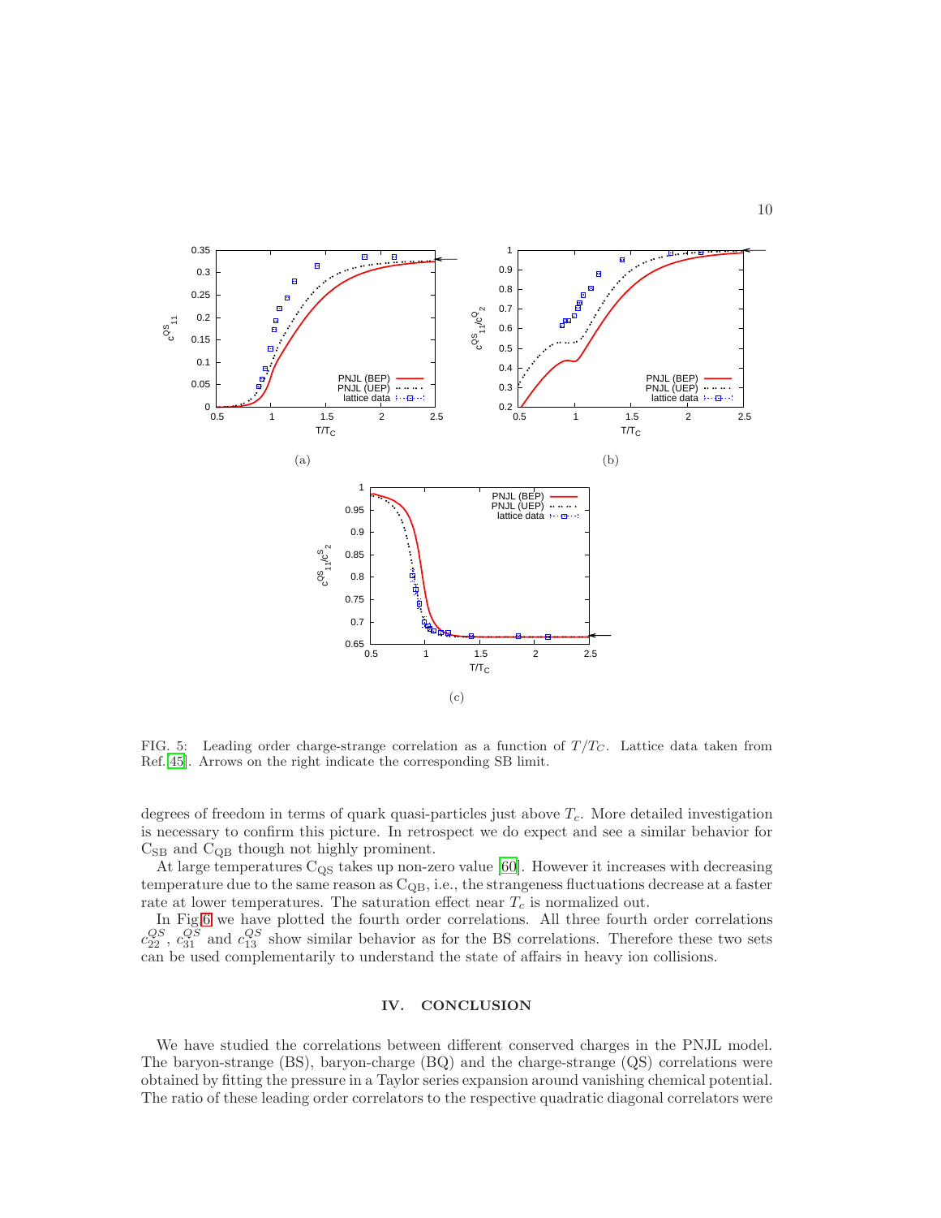FIG. 5: Leading order charge-strange correlation as a function of $T/T_C$. Lattice data taken from Ref. [45]. Arrows on the right indicate the corresponding SB limit.

degrees of freedom in terms of quark quasi-particles just above $T_c$. More detailed investigation is necessary to confirm this picture. In retrospect we do expect and see a similar behavior for $\mathrm{C_{SB}}$ and $\mathrm{C_{QB}}$ though not highly prominent.

At large temperatures $\mathrm{C_{QS}}$ takes up non-zero value [60]. However it increases with decreasing temperature due to the same reason as $\mathrm{C_{QB}}$, i.e., the strangeness fluctuations decrease at a faster rate at lower temperatures. The saturation effect near $T_c$ is normalized out.

In Fig.6 we have plotted the fourth order correlations. All three fourth order correlations $c_{22}^{QS}$, $c_{31}^{QS}$ and $c_{13}^{QS}$ show similar behavior as for the BS correlations. Therefore these two sets can be used complementarily to understand the state of affairs in heavy ion collisions.

## IV. CONCLUSION

We have studied the correlations between different conserved charges in the PNJL model. The baryon-strange (BS), baryon-charge (BQ) and the charge-strange (QS) correlations were obtained by fitting the pressure in a Taylor series expansion around vanishing chemical potential. The ratio of these leading order correlators to the respective quadratic diagonal correlators were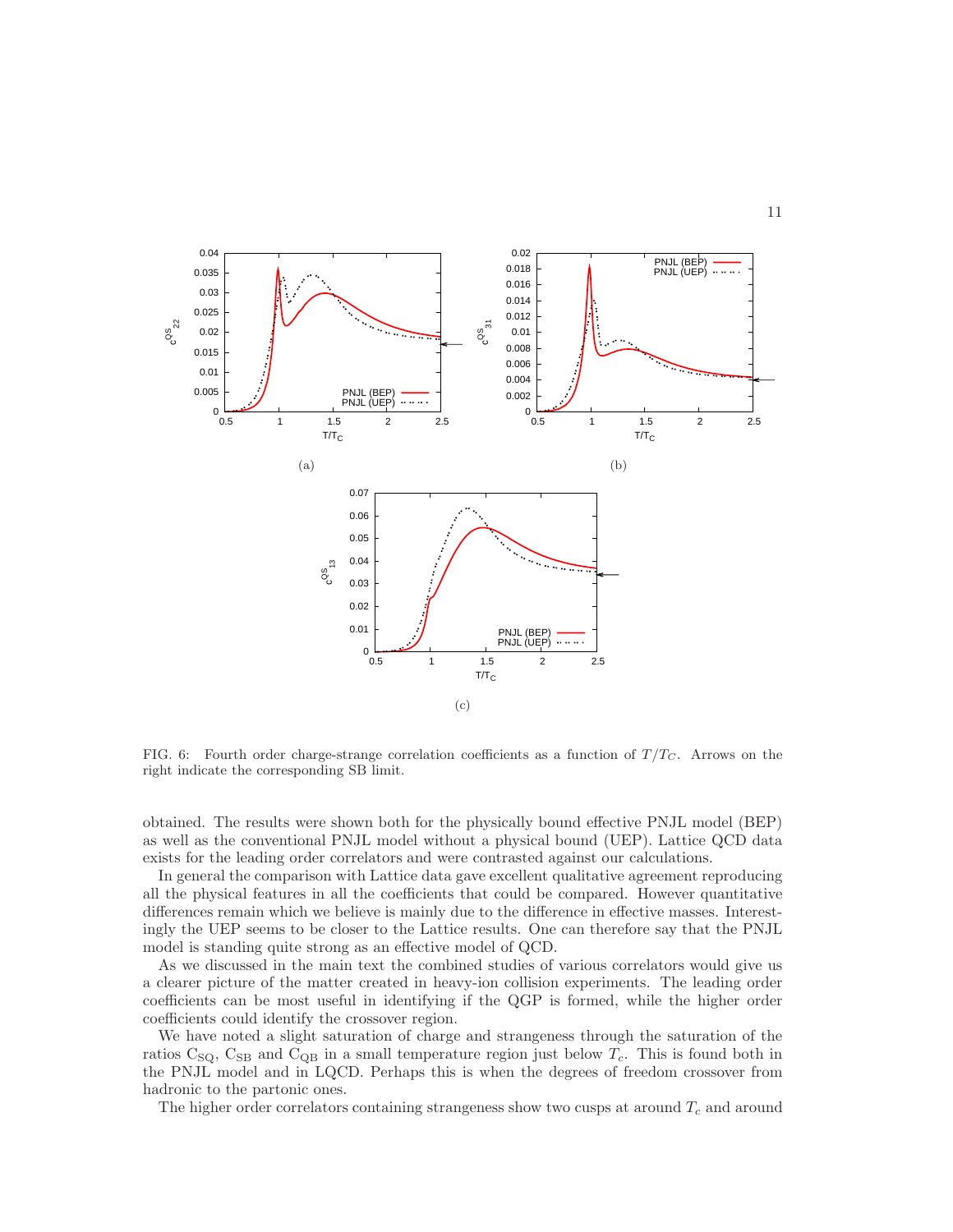FIG. 6: Fourth order charge-strange correlation coefficients as a function of $T/T_C$. Arrows on the right indicate the corresponding SB limit.

obtained. The results were shown both for the physically bound effective PNJL model (BEP) as well as the conventional PNJL model without a physical bound (UEP). Lattice QCD data exists for the leading order correlators and were contrasted against our calculations.

In general the comparison with Lattice data gave excellent qualitative agreement reproducing all the physical features in all the coefficients that could be compared. However quantitative differences remain which we believe is mainly due to the difference in effective masses. Interestingly the UEP seems to be closer to the Lattice results. One can therefore say that the PNJL model is standing quite strong as an effective model of QCD.

As we discussed in the main text the combined studies of various correlators would give us a clearer picture of the matter created in heavy-ion collision experiments. The leading order coefficients can be most useful in identifying if the QGP is formed, while the higher order coefficients could identify the crossover region.

We have noted a slight saturation of charge and strangeness through the saturation of the ratios $C_{SQ}$, $C_{SB}$ and $C_{QB}$ in a small temperature region just below $T_c$. This is found both in the PNJL model and in LQCD. Perhaps this is when the degrees of freedom crossover from hadronic to the partonic ones.

The higher order correlators containing strangeness show two cusps at around $T_c$ and around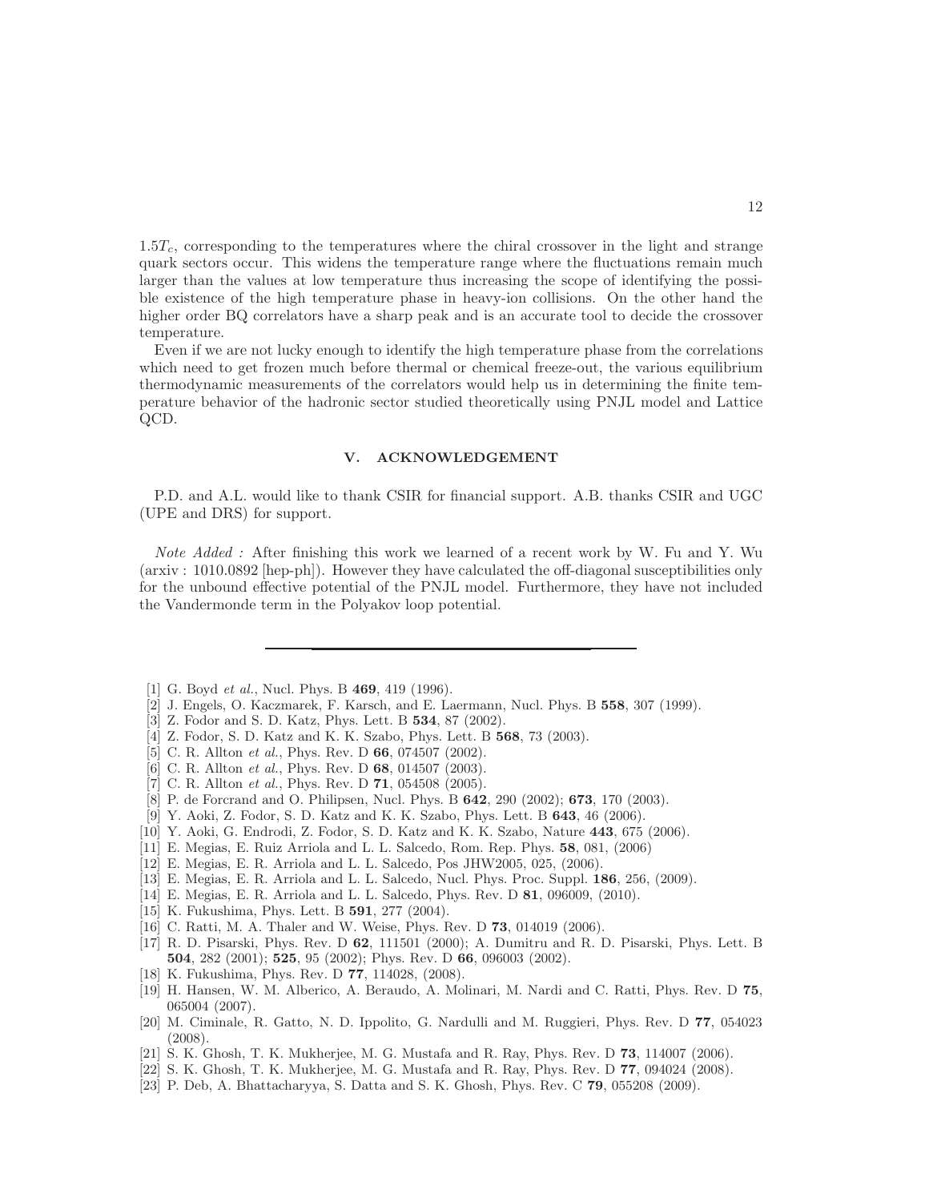$1.5T_c$, corresponding to the temperatures where the chiral crossover in the light and strange quark sectors occur. This widens the temperature range where the fluctuations remain much larger than the values at low temperature thus increasing the scope of identifying the possible existence of the high temperature phase in heavy-ion collisions. On the other hand the higher order BQ correlators have a sharp peak and is an accurate tool to decide the crossover temperature.

Even if we are not lucky enough to identify the high temperature phase from the correlations which need to get frozen much before thermal or chemical freeze-out, the various equilibrium thermodynamic measurements of the correlators would help us in determining the finite temperature behavior of the hadronic sector studied theoretically using PNJL model and Lattice QCD.

## V. ACKNOWLEDGEMENT

P.D. and A.L. would like to thank CSIR for financial support. A.B. thanks CSIR and UGC (UPE and DRS) for support.

*Note Added :* After finishing this work we learned of a recent work by W. Fu and Y. Wu (arxiv : 1010.0892 [hep-ph]). However they have calculated the off-diagonal susceptibilities only for the unbound effective potential of the PNJL model. Furthermore, they have not included the Vandermonde term in the Polyakov loop potential.

---

[1] G. Boyd *et al.*, Nucl. Phys. B **469**, 419 (1996).
[2] J. Engels, O. Kaczmarek, F. Karsch, and E. Laermann, Nucl. Phys. B **558**, 307 (1999).
[3] Z. Fodor and S. D. Katz, Phys. Lett. B **534**, 87 (2002).
[4] Z. Fodor, S. D. Katz and K. K. Szabo, Phys. Lett. B **568**, 73 (2003).
[5] C. R. Allton *et al.*, Phys. Rev. D **66**, 074507 (2002).
[6] C. R. Allton *et al.*, Phys. Rev. D **68**, 014507 (2003).
[7] C. R. Allton *et al.*, Phys. Rev. D **71**, 054508 (2005).
[8] P. de Forcrand and O. Philipsen, Nucl. Phys. B **642**, 290 (2002); **673**, 170 (2003).
[9] Y. Aoki, Z. Fodor, S. D. Katz and K. K. Szabo, Phys. Lett. B **643**, 46 (2006).
[10] Y. Aoki, G. Endrodi, Z. Fodor, S. D. Katz and K. K. Szabo, Nature **443**, 675 (2006).
[11] E. Megias, E. Ruiz Arriola and L. L. Salcedo, Rom. Rep. Phys. **58**, 081, (2006)
[12] E. Megias, E. R. Arriola and L. L. Salcedo, Pos JHW2005, 025, (2006).
[13] E. Megias, E. R. Arriola and L. L. Salcedo, Nucl. Phys. Proc. Suppl. **186**, 256, (2009).
[14] E. Megias, E. R. Arriola and L. L. Salcedo, Phys. Rev. D **81**, 096009, (2010).
[15] K. Fukushima, Phys. Lett. B **591**, 277 (2004).
[16] C. Ratti, M. A. Thaler and W. Weise, Phys. Rev. D **73**, 014019 (2006).
[17] R. D. Pisarski, Phys. Rev. D **62**, 111501 (2000); A. Dumitru and R. D. Pisarski, Phys. Lett. B **504**, 282 (2001); **525**, 95 (2002); Phys. Rev. D **66**, 096003 (2002).
[18] K. Fukushima, Phys. Rev. D **77**, 114028, (2008).
[19] H. Hansen, W. M. Alberico, A. Beraudo, A. Molinari, M. Nardi and C. Ratti, Phys. Rev. D **75**, 065004 (2007).
[20] M. Ciminale, R. Gatto, N. D. Ippolito, G. Nardulli and M. Ruggieri, Phys. Rev. D **77**, 054023 (2008).
[21] S. K. Ghosh, T. K. Mukherjee, M. G. Mustafa and R. Ray, Phys. Rev. D **73**, 114007 (2006).
[22] S. K. Ghosh, T. K. Mukherjee, M. G. Mustafa and R. Ray, Phys. Rev. D **77**, 094024 (2008).
[23] P. Deb, A. Bhattacharyya, S. Datta and S. K. Ghosh, Phys. Rev. C **79**, 055208 (2009).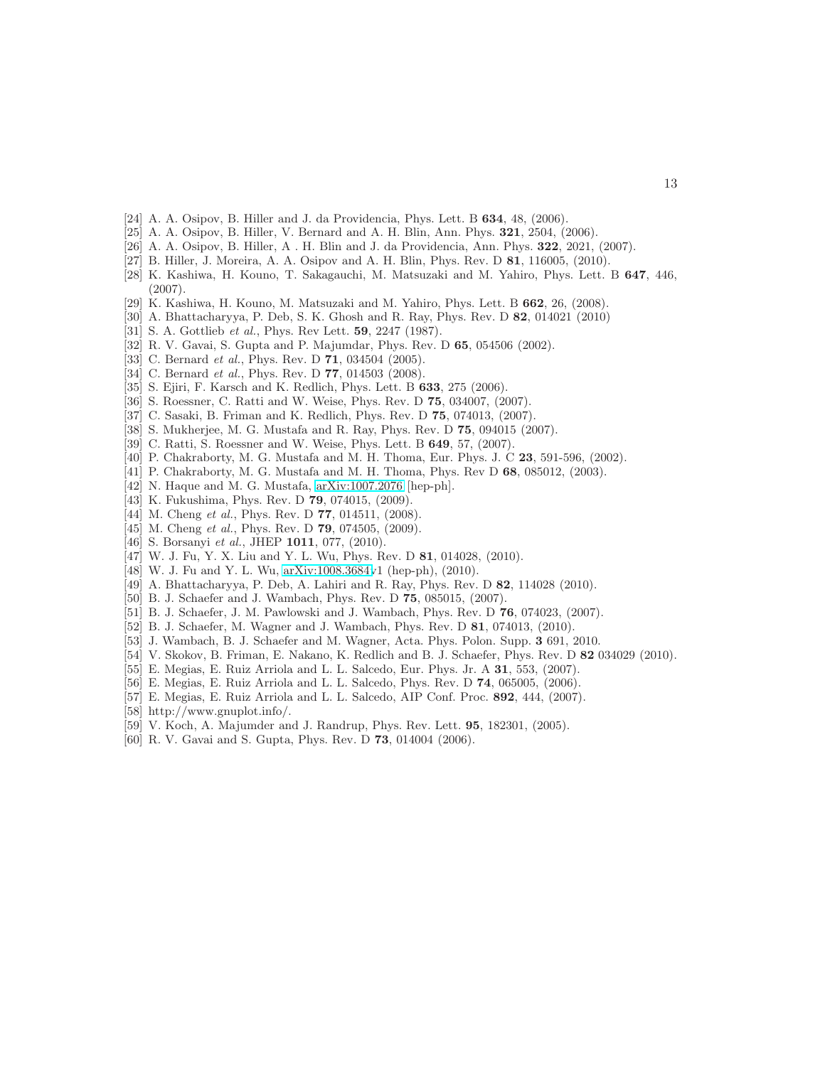[24] A. A. Osipov, B. Hiller and J. da Providencia, Phys. Lett. B **634**, 48, (2006).
[25] A. A. Osipov, B. Hiller, V. Bernard and A. H. Blin, Ann. Phys. **321**, 2504, (2006).
[26] A. A. Osipov, B. Hiller, A . H. Blin and J. da Providencia, Ann. Phys. **322**, 2021, (2007).
[27] B. Hiller, J. Moreira, A. A. Osipov and A. H. Blin, Phys. Rev. D **81**, 116005, (2010).
[28] K. Kashiwa, H. Kouno, T. Sakagauchi, M. Matsuzaki and M. Yahiro, Phys. Lett. B **647**, 446, (2007).
[29] K. Kashiwa, H. Kouno, M. Matsuzaki and M. Yahiro, Phys. Lett. B **662**, 26, (2008).
[30] A. Bhattacharyya, P. Deb, S. K. Ghosh and R. Ray, Phys. Rev. D **82**, 014021 (2010)
[31] S. A. Gottlieb *et al.*, Phys. Rev Lett. **59**, 2247 (1987).
[32] R. V. Gavai, S. Gupta and P. Majumdar, Phys. Rev. D **65**, 054506 (2002).
[33] C. Bernard *et al.*, Phys. Rev. D **71**, 034504 (2005).
[34] C. Bernard *et al.*, Phys. Rev. D **77**, 014503 (2008).
[35] S. Ejiri, F. Karsch and K. Redlich, Phys. Lett. B **633**, 275 (2006).
[36] S. Roessner, C. Ratti and W. Weise, Phys. Rev. D **75**, 034007, (2007).
[37] C. Sasaki, B. Friman and K. Redlich, Phys. Rev. D **75**, 074013, (2007).
[38] S. Mukherjee, M. G. Mustafa and R. Ray, Phys. Rev. D **75**, 094015 (2007).
[39] C. Ratti, S. Roessner and W. Weise, Phys. Lett. B **649**, 57, (2007).
[40] P. Chakraborty, M. G. Mustafa and M. H. Thoma, Eur. Phys. J. C **23**, 591-596, (2002).
[41] P. Chakraborty, M. G. Mustafa and M. H. Thoma, Phys. Rev D **68**, 085012, (2003).
[42] N. Haque and M. G. Mustafa, arXiv:1007.2076 [hep-ph].
[43] K. Fukushima, Phys. Rev. D **79**, 074015, (2009).
[44] M. Cheng *et al.*, Phys. Rev. D **77**, 014511, (2008).
[45] M. Cheng *et al.*, Phys. Rev. D **79**, 074505, (2009).
[46] S. Borsanyi *et al.*, JHEP **1011**, 077, (2010).
[47] W. J. Fu, Y. X. Liu and Y. L. Wu, Phys. Rev. D **81**, 014028, (2010).
[48] W. J. Fu and Y. L. Wu, arXiv:1008.3684v1 (hep-ph), (2010).
[49] A. Bhattacharyya, P. Deb, A. Lahiri and R. Ray, Phys. Rev. D **82**, 114028 (2010).
[50] B. J. Schaefer and J. Wambach, Phys. Rev. D **75**, 085015, (2007).
[51] B. J. Schaefer, J. M. Pawlowski and J. Wambach, Phys. Rev. D **76**, 074023, (2007).
[52] B. J. Schaefer, M. Wagner and J. Wambach, Phys. Rev. D **81**, 074013, (2010).
[53] J. Wambach, B. J. Schaefer and M. Wagner, Acta. Phys. Polon. Supp. **3** 691, 2010.
[54] V. Skokov, B. Friman, E. Nakano, K. Redlich and B. J. Schaefer, Phys. Rev. D **82** 034029 (2010).
[55] E. Megias, E. Ruiz Arriola and L. L. Salcedo, Eur. Phys. Jr. A **31**, 553, (2007).
[56] E. Megias, E. Ruiz Arriola and L. L. Salcedo, Phys. Rev. D **74**, 065005, (2006).
[57] E. Megias, E. Ruiz Arriola and L. L. Salcedo, AIP Conf. Proc. **892**, 444, (2007).
[58] http://www.gnuplot.info/.
[59] V. Koch, A. Majumder and J. Randrup, Phys. Rev. Lett. **95**, 182301, (2005).
[60] R. V. Gavai and S. Gupta, Phys. Rev. D **73**, 014004 (2006).